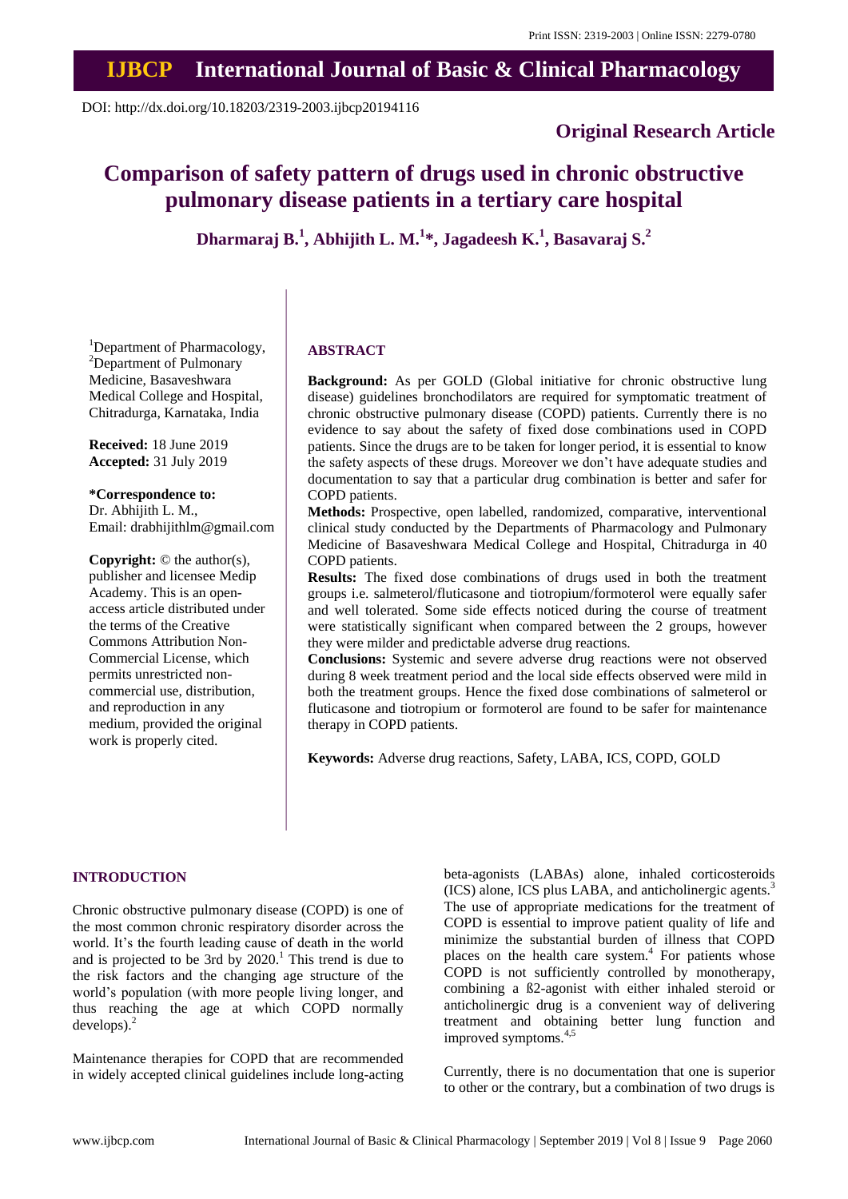Print ISSN: 2319-2003 | Online ISSN: 2279-0780

# IJBCP International Journal of Basic & Clinical Pharmacology

DOI: http://dx.doi.org/10.18203/2319-2003.ijbcp20194116

**Original Research Article**

# Comparison of safety pattern of drugs used in chronic obstructive pulmonary disease patients in a tertiary care hospital

**Dharmaraj B.[1], Abhijith L. M.[1]\*, Jagadeesh K.[1], Basavaraj S.[2]**

[1]Department of Pharmacology, [2]Department of Pulmonary Medicine, Basaveshwara Medical College and Hospital, Chitradurga, Karnataka, India

**Received:** 18 June 2019
**Accepted:** 31 July 2019

**\*Correspondence to:**
Dr. Abhijith L. M.,
Email: drabhijithlm@gmail.com

**Copyright:** © the author(s), publisher and licensee Medip Academy. This is an open-access article distributed under the terms of the Creative Commons Attribution Non-Commercial License, which permits unrestricted non-commercial use, distribution, and reproduction in any medium, provided the original work is properly cited.

## ABSTRACT

**Background:** As per GOLD (Global initiative for chronic obstructive lung disease) guidelines bronchodilators are required for symptomatic treatment of chronic obstructive pulmonary disease (COPD) patients. Currently there is no evidence to say about the safety of fixed dose combinations used in COPD patients. Since the drugs are to be taken for longer period, it is essential to know the safety aspects of these drugs. Moreover we don't have adequate studies and documentation to say that a particular drug combination is better and safer for COPD patients.

**Methods:** Prospective, open labelled, randomized, comparative, interventional clinical study conducted by the Departments of Pharmacology and Pulmonary Medicine of Basaveshwara Medical College and Hospital, Chitradurga in 40 COPD patients.

**Results:** The fixed dose combinations of drugs used in both the treatment groups i.e. salmeterol/fluticasone and tiotropium/formoterol were equally safer and well tolerated. Some side effects noticed during the course of treatment were statistically significant when compared between the 2 groups, however they were milder and predictable adverse drug reactions.

**Conclusions:** Systemic and severe adverse drug reactions were not observed during 8 week treatment period and the local side effects observed were mild in both the treatment groups. Hence the fixed dose combinations of salmeterol or fluticasone and tiotropium or formoterol are found to be safer for maintenance therapy in COPD patients.

**Keywords:** Adverse drug reactions, Safety, LABA, ICS, COPD, GOLD

## INTRODUCTION

Chronic obstructive pulmonary disease (COPD) is one of the most common chronic respiratory disorder across the world. It's the fourth leading cause of death in the world and is projected to be 3rd by 2020.[1] This trend is due to the risk factors and the changing age structure of the world's population (with more people living longer, and thus reaching the age at which COPD normally develops).[2]

Maintenance therapies for COPD that are recommended in widely accepted clinical guidelines include long-acting beta-agonists (LABAs) alone, inhaled corticosteroids (ICS) alone, ICS plus LABA, and anticholinergic agents.[3] The use of appropriate medications for the treatment of COPD is essential to improve patient quality of life and minimize the substantial burden of illness that COPD places on the health care system.[4] For patients whose COPD is not sufficiently controlled by monotherapy, combining a ß2-agonist with either inhaled steroid or anticholinergic drug is a convenient way of delivering treatment and obtaining better lung function and improved symptoms.[4,5]

Currently, there is no documentation that one is superior to other or the contrary, but a combination of two drugs is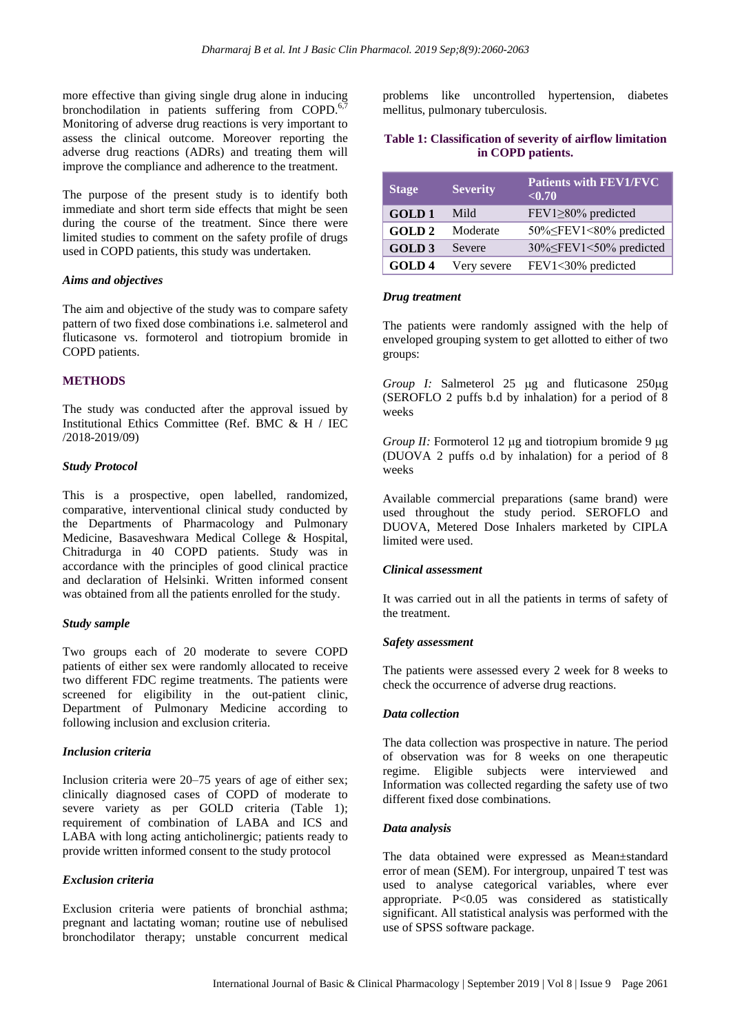more effective than giving single drug alone in inducing bronchodilation in patients suffering from COPD.[6,7] Monitoring of adverse drug reactions is very important to assess the clinical outcome. Moreover reporting the adverse drug reactions (ADRs) and treating them will improve the compliance and adherence to the treatment.

The purpose of the present study is to identify both immediate and short term side effects that might be seen during the course of the treatment. Since there were limited studies to comment on the safety profile of drugs used in COPD patients, this study was undertaken.

### *Aims and objectives*

The aim and objective of the study was to compare safety pattern of two fixed dose combinations i.e. salmeterol and fluticasone vs. formoterol and tiotropium bromide in COPD patients.

## METHODS

The study was conducted after the approval issued by Institutional Ethics Committee (Ref. BMC & H / IEC /2018-2019/09)

### *Study Protocol*

This is a prospective, open labelled, randomized, comparative, interventional clinical study conducted by the Departments of Pharmacology and Pulmonary Medicine, Basaveshwara Medical College & Hospital, Chitradurga in 40 COPD patients. Study was in accordance with the principles of good clinical practice and declaration of Helsinki. Written informed consent was obtained from all the patients enrolled for the study.

### *Study sample*

Two groups each of 20 moderate to severe COPD patients of either sex were randomly allocated to receive two different FDC regime treatments. The patients were screened for eligibility in the out-patient clinic, Department of Pulmonary Medicine according to following inclusion and exclusion criteria.

### *Inclusion criteria*

Inclusion criteria were 20–75 years of age of either sex; clinically diagnosed cases of COPD of moderate to severe variety as per GOLD criteria (Table 1); requirement of combination of LABA and ICS and LABA with long acting anticholinergic; patients ready to provide written informed consent to the study protocol

### *Exclusion criteria*

Exclusion criteria were patients of bronchial asthma; pregnant and lactating woman; routine use of nebulised bronchodilator therapy; unstable concurrent medical problems like uncontrolled hypertension, diabetes mellitus, pulmonary tuberculosis.

**Table 1: Classification of severity of airflow limitation in COPD patients.**

| Stage | Severity | Patients with FEV1/FVC <0.70 |
|---|---|---|
| **GOLD 1** | Mild | FEV1≥80% predicted |
| **GOLD 2** | Moderate | 50%≤FEV1<80% predicted |
| **GOLD 3** | Severe | 30%≤FEV1<50% predicted |
| **GOLD 4** | Very severe | FEV1<30% predicted |

### *Drug treatment*

The patients were randomly assigned with the help of enveloped grouping system to get allotted to either of two groups:

*Group I:* Salmeterol 25 μg and fluticasone 250μg (SEROFLO 2 puffs b.d by inhalation) for a period of 8 weeks

*Group II:* Formoterol 12 μg and tiotropium bromide 9 μg (DUOVA 2 puffs o.d by inhalation) for a period of 8 weeks

Available commercial preparations (same brand) were used throughout the study period. SEROFLO and DUOVA, Metered Dose Inhalers marketed by CIPLA limited were used.

### *Clinical assessment*

It was carried out in all the patients in terms of safety of the treatment.

### *Safety assessment*

The patients were assessed every 2 week for 8 weeks to check the occurrence of adverse drug reactions.

### *Data collection*

The data collection was prospective in nature. The period of observation was for 8 weeks on one therapeutic regime. Eligible subjects were interviewed and Information was collected regarding the safety use of two different fixed dose combinations.

### *Data analysis*

The data obtained were expressed as Mean±standard error of mean (SEM). For intergroup, unpaired T test was used to analyse categorical variables, where ever appropriate. $P<0.05$ was considered as statistically significant. All statistical analysis was performed with the use of SPSS software package.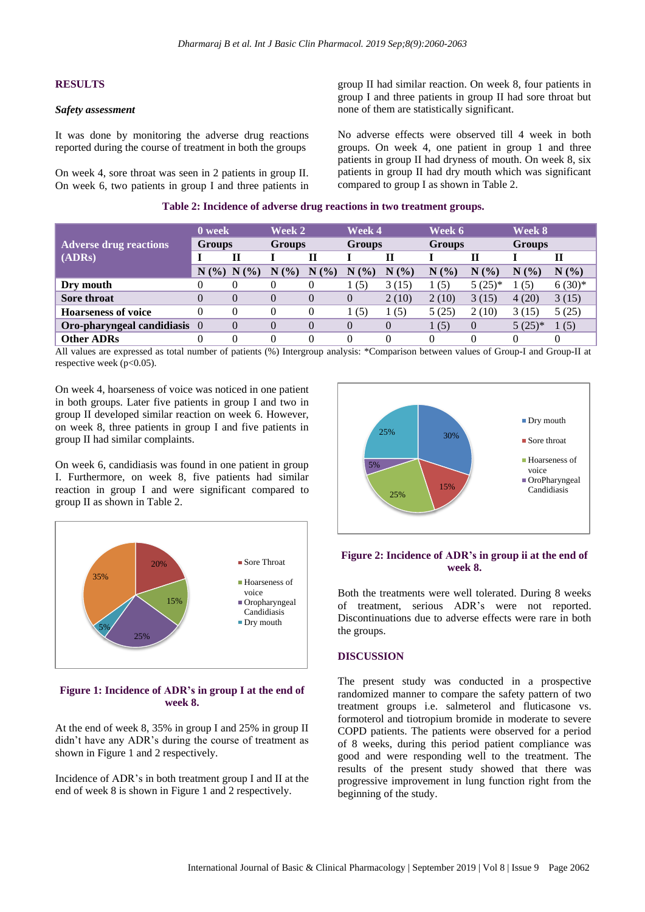## RESULTS

### *Safety assessment*

It was done by monitoring the adverse drug reactions reported during the course of treatment in both the groups

On week 4, sore throat was seen in 2 patients in group II. On week 6, two patients in group I and three patients in group II had similar reaction. On week 8, four patients in group I and three patients in group II had sore throat but none of them are statistically significant.

No adverse effects were observed till 4 week in both groups. On week 4, one patient in group 1 and three patients in group II had dryness of mouth. On week 8, six patients in group II had dry mouth which was significant compared to group I as shown in Table 2.

**Table 2: Incidence of adverse drug reactions in two treatment groups.**

| Adverse drug reactions (ADRs) | 0 week | | Week 2 | | Week 4 | | Week 6 | | Week 8 | |
|---|---|---|---|---|---|---|---|---|---|---|
| | Groups | | Groups | | Groups | | Groups | | Groups | |
| | I | II | I | II | I | II | I | II | I | II |
| | N (%) | N (%) | N (%) | N (%) | N (%) | N (%) | N (%) | N (%) | N (%) | N (%) |
| **Dry mouth** | 0 | 0 | 0 | 0 | 1 (5) | 3 (15) | 1 (5) | 5 (25)* | 1 (5) | 6 (30)* |
| **Sore throat** | 0 | 0 | 0 | 0 | 0 | 2 (10) | 2 (10) | 3 (15) | 4 (20) | 3 (15) |
| **Hoarseness of voice** | 0 | 0 | 0 | 0 | 1 (5) | 1 (5) | 5 (25) | 2 (10) | 3 (15) | 5 (25) |
| **Oro-pharyngeal candidiasis** | 0 | 0 | 0 | 0 | 0 | 0 | 1 (5) | 0 | 5 (25)* | 1 (5) |
| **Other ADRs** | 0 | 0 | 0 | 0 | 0 | 0 | 0 | 0 | 0 | 0 |

All values are expressed as total number of patients (%) Intergroup analysis: *Comparison between values of Group-I and Group-II at respective week ($p<0.05$).

On week 4, hoarseness of voice was noticed in one patient in both groups. Later five patients in group I and two in group II developed similar reaction on week 6. However, on week 8, three patients in group I and five patients in group II had similar complaints.

On week 6, candidiasis was found in one patient in group I. Furthermore, on week 8, five patients had similar reaction in group I and were significant compared to group II as shown in Table 2.

**Figure 1: Incidence of ADR's in group I at the end of week 8.**

At the end of week 8, 35% in group I and 25% in group II didn't have any ADR's during the course of treatment as shown in Figure 1 and 2 respectively.

Incidence of ADR's in both treatment group I and II at the end of week 8 is shown in Figure 1 and 2 respectively.

**Figure 2: Incidence of ADR's in group ii at the end of week 8.**

Both the treatments were well tolerated. During 8 weeks of treatment, serious ADR's were not reported. Discontinuations due to adverse effects were rare in both the groups.

## DISCUSSION

The present study was conducted in a prospective randomized manner to compare the safety pattern of two treatment groups i.e. salmeterol and fluticasone vs. formoterol and tiotropium bromide in moderate to severe COPD patients. The patients were observed for a period of 8 weeks, during this period patient compliance was good and were responding well to the treatment. The results of the present study showed that there was progressive improvement in lung function right from the beginning of the study.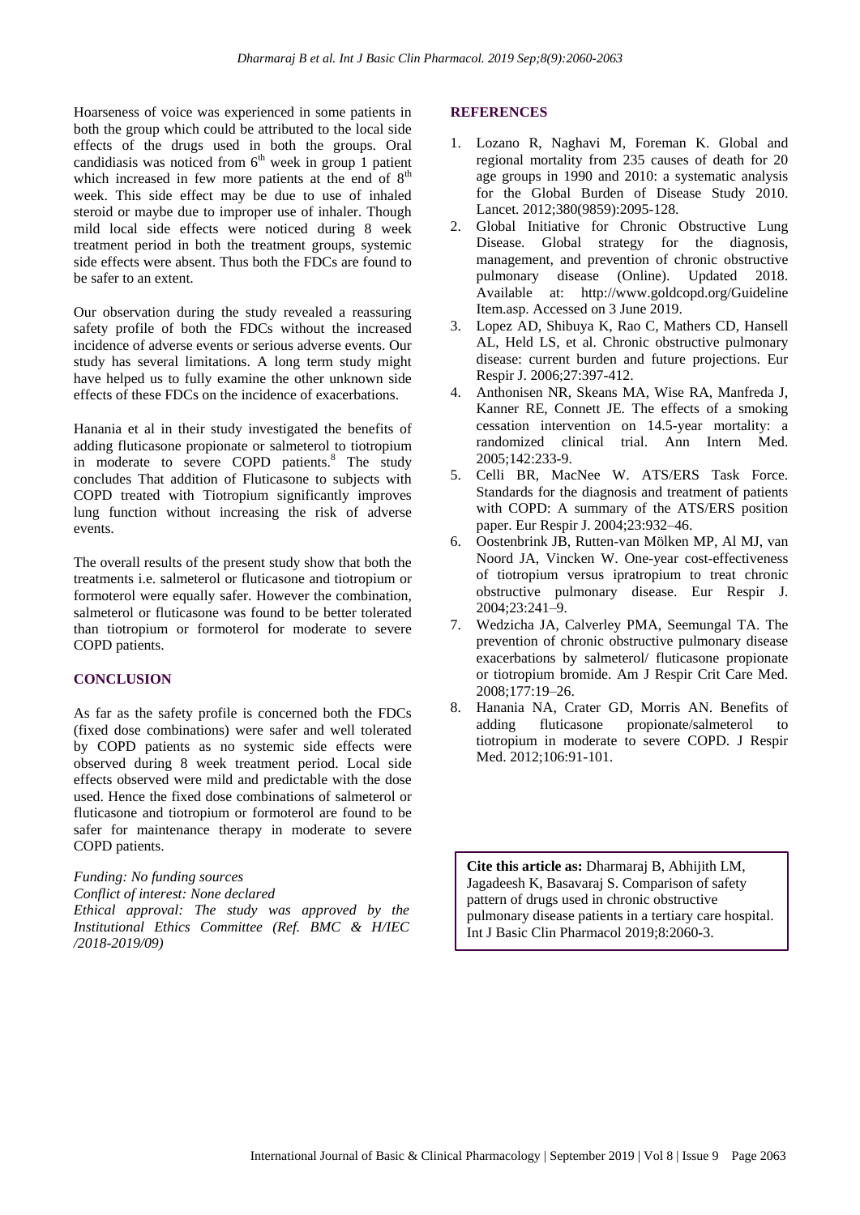Hoarseness of voice was experienced in some patients in both the group which could be attributed to the local side effects of the drugs used in both the groups. Oral candidiasis was noticed from $6^{th}$ week in group 1 patient which increased in few more patients at the end of $8^{th}$ week. This side effect may be due to use of inhaled steroid or maybe due to improper use of inhaler. Though mild local side effects were noticed during 8 week treatment period in both the treatment groups, systemic side effects were absent. Thus both the FDCs are found to be safer to an extent.

Our observation during the study revealed a reassuring safety profile of both the FDCs without the increased incidence of adverse events or serious adverse events. Our study has several limitations. A long term study might have helped us to fully examine the other unknown side effects of these FDCs on the incidence of exacerbations.

Hanania et al in their study investigated the benefits of adding fluticasone propionate or salmeterol to tiotropium in moderate to severe COPD patients.[8] The study concludes That addition of Fluticasone to subjects with COPD treated with Tiotropium significantly improves lung function without increasing the risk of adverse events.

The overall results of the present study show that both the treatments i.e. salmeterol or fluticasone and tiotropium or formoterol were equally safer. However the combination, salmeterol or fluticasone was found to be better tolerated than tiotropium or formoterol for moderate to severe COPD patients.

## CONCLUSION

As far as the safety profile is concerned both the FDCs (fixed dose combinations) were safer and well tolerated by COPD patients as no systemic side effects were observed during 8 week treatment period. Local side effects observed were mild and predictable with the dose used. Hence the fixed dose combinations of salmeterol or fluticasone and tiotropium or formoterol are found to be safer for maintenance therapy in moderate to severe COPD patients.

*Funding: No funding sources*
*Conflict of interest: None declared*
*Ethical approval: The study was approved by the Institutional Ethics Committee (Ref. BMC & H/IEC /2018-2019/09)*

## REFERENCES

1. Lozano R, Naghavi M, Foreman K. Global and regional mortality from 235 causes of death for 20 age groups in 1990 and 2010: a systematic analysis for the Global Burden of Disease Study 2010. Lancet. 2012;380(9859):2095-128.
2. Global Initiative for Chronic Obstructive Lung Disease. Global strategy for the diagnosis, management, and prevention of chronic obstructive pulmonary disease (Online). Updated 2018. Available at: http://www.goldcopd.org/Guideline Item.asp. Accessed on 3 June 2019.
3. Lopez AD, Shibuya K, Rao C, Mathers CD, Hansell AL, Held LS, et al. Chronic obstructive pulmonary disease: current burden and future projections. Eur Respir J. 2006;27:397-412.
4. Anthonisen NR, Skeans MA, Wise RA, Manfreda J, Kanner RE, Connett JE. The effects of a smoking cessation intervention on 14.5-year mortality: a randomized clinical trial. Ann Intern Med. 2005;142:233-9.
5. Celli BR, MacNee W. ATS/ERS Task Force. Standards for the diagnosis and treatment of patients with COPD: A summary of the ATS/ERS position paper. Eur Respir J. 2004;23:932–46.
6. Oostenbrink JB, Rutten-van Mölken MP, Al MJ, van Noord JA, Vincken W. One-year cost-effectiveness of tiotropium versus ipratropium to treat chronic obstructive pulmonary disease. Eur Respir J. 2004;23:241–9.
7. Wedzicha JA, Calverley PMA, Seemungal TA. The prevention of chronic obstructive pulmonary disease exacerbations by salmeterol/ fluticasone propionate or tiotropium bromide. Am J Respir Crit Care Med. 2008;177:19–26.
8. Hanania NA, Crater GD, Morris AN. Benefits of adding fluticasone propionate/salmeterol to tiotropium in moderate to severe COPD. J Respir Med. 2012;106:91-101.

**Cite this article as:** Dharmaraj B, Abhijith LM, Jagadeesh K, Basavaraj S. Comparison of safety pattern of drugs used in chronic obstructive pulmonary disease patients in a tertiary care hospital. Int J Basic Clin Pharmacol 2019;8:2060-3.